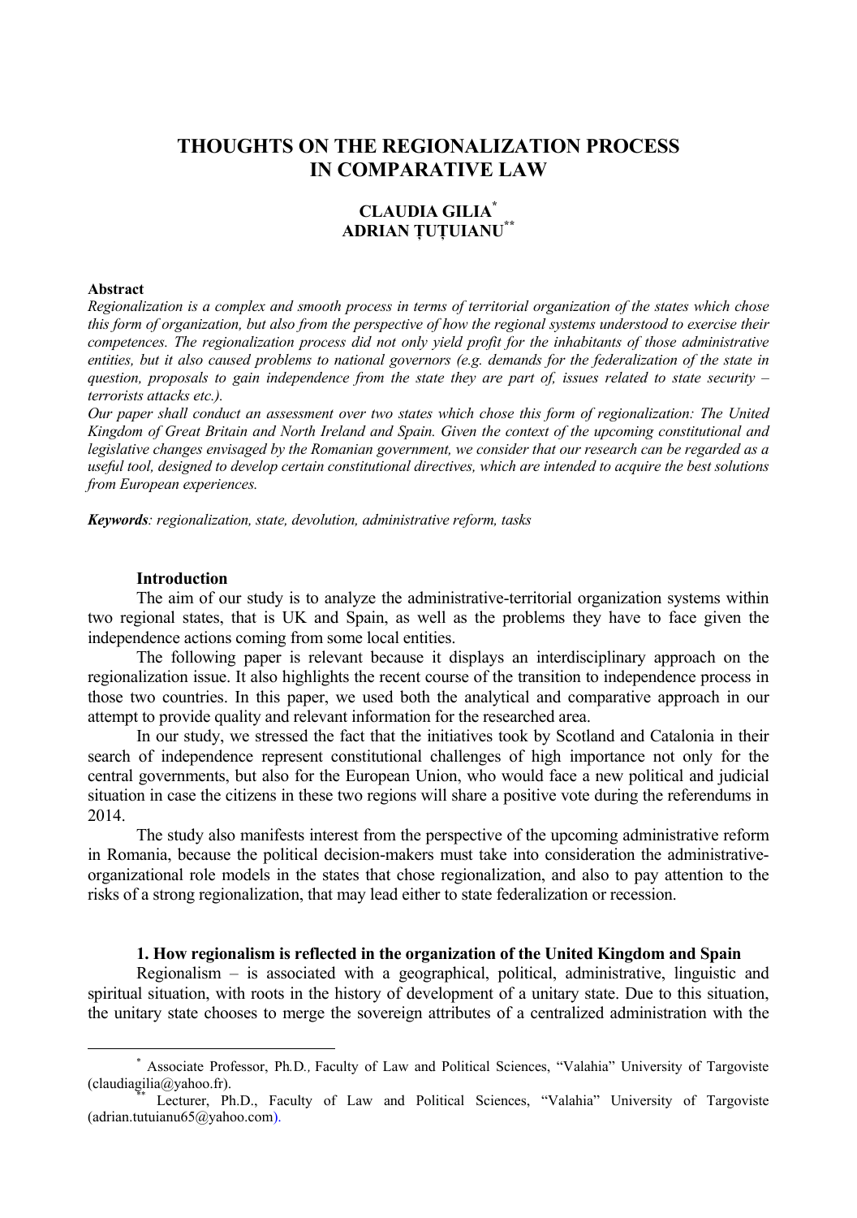# THOUGHTS ON THE REGIONALIZATION PROCESS IN COMPARATIVE LAW

**CLAUDIA GILIA[*]**
**ADRIAN ȚUȚUIANU[**]**

**Abstract**

*Regionalization is a complex and smooth process in terms of territorial organization of the states which chose this form of organization, but also from the perspective of how the regional systems understood to exercise their competences. The regionalization process did not only yield profit for the inhabitants of those administrative entities, but it also caused problems to national governors (e.g. demands for the federalization of the state in question, proposals to gain independence from the state they are part of, issues related to state security – terrorists attacks etc.).*

*Our paper shall conduct an assessment over two states which chose this form of regionalization: The United Kingdom of Great Britain and North Ireland and Spain. Given the context of the upcoming constitutional and legislative changes envisaged by the Romanian government, we consider that our research can be regarded as a useful tool, designed to develop certain constitutional directives, which are intended to acquire the best solutions from European experiences.*

***Keywords**: regionalization, state, devolution, administrative reform, tasks*

## Introduction

The aim of our study is to analyze the administrative-territorial organization systems within two regional states, that is UK and Spain, as well as the problems they have to face given the independence actions coming from some local entities.

The following paper is relevant because it displays an interdisciplinary approach on the regionalization issue. It also highlights the recent course of the transition to independence process in those two countries. In this paper, we used both the analytical and comparative approach in our attempt to provide quality and relevant information for the researched area.

In our study, we stressed the fact that the initiatives took by Scotland and Catalonia in their search of independence represent constitutional challenges of high importance not only for the central governments, but also for the European Union, who would face a new political and judicial situation in case the citizens in these two regions will share a positive vote during the referendums in 2014.

The study also manifests interest from the perspective of the upcoming administrative reform in Romania, because the political decision-makers must take into consideration the administrative-organizational role models in the states that chose regionalization, and also to pay attention to the risks of a strong regionalization, that may lead either to state federalization or recession.

## 1. How regionalism is reflected in the organization of the United Kingdom and Spain

Regionalism – is associated with a geographical, political, administrative, linguistic and spiritual situation, with roots in the history of development of a unitary state. Due to this situation, the unitary state chooses to merge the sovereign attributes of a centralized administration with the

---

[*] Associate Professor, Ph.D., Faculty of Law and Political Sciences, "Valahia" University of Targoviste (claudiagilia@yahoo.fr).

[**] Lecturer, Ph.D., Faculty of Law and Political Sciences, "Valahia" University of Targoviste (adrian.tutuianu65@yahoo.com).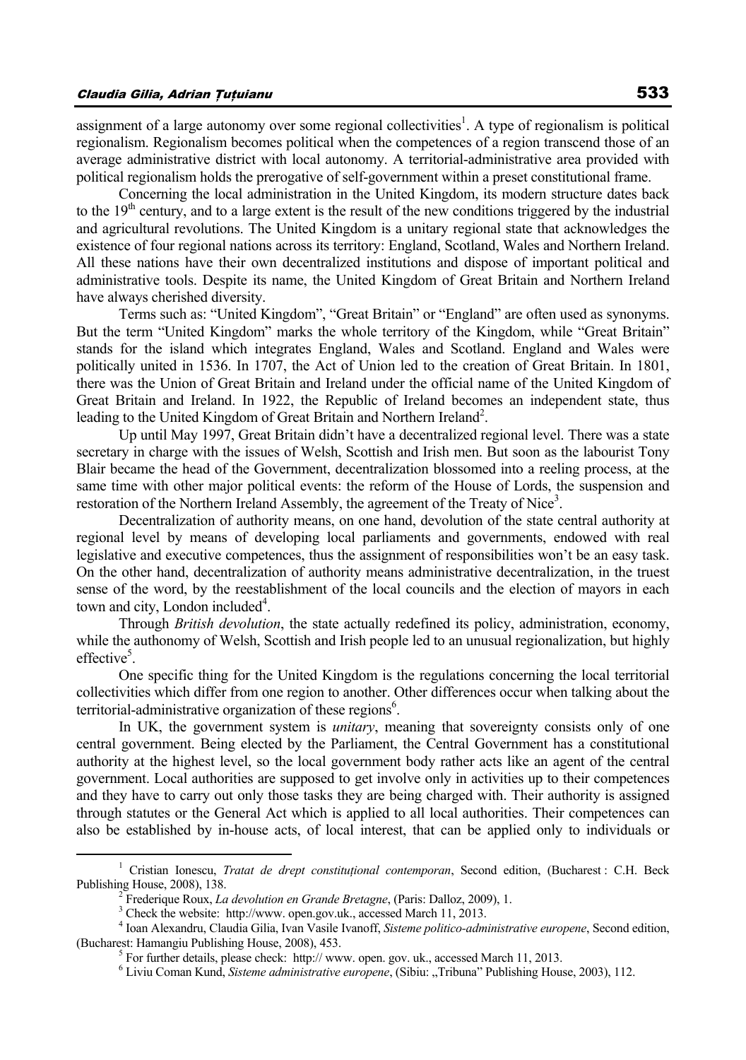assignment of a large autonomy over some regional collectivities[1]. A type of regionalism is political regionalism. Regionalism becomes political when the competences of a region transcend those of an average administrative district with local autonomy. A territorial-administrative area provided with political regionalism holds the prerogative of self-government within a preset constitutional frame.

Concerning the local administration in the United Kingdom, its modern structure dates back to the 19th century, and to a large extent is the result of the new conditions triggered by the industrial and agricultural revolutions. The United Kingdom is a unitary regional state that acknowledges the existence of four regional nations across its territory: England, Scotland, Wales and Northern Ireland. All these nations have their own decentralized institutions and dispose of important political and administrative tools. Despite its name, the United Kingdom of Great Britain and Northern Ireland have always cherished diversity.

Terms such as: "United Kingdom", "Great Britain" or "England" are often used as synonyms. But the term "United Kingdom" marks the whole territory of the Kingdom, while "Great Britain" stands for the island which integrates England, Wales and Scotland. England and Wales were politically united in 1536. In 1707, the Act of Union led to the creation of Great Britain. In 1801, there was the Union of Great Britain and Ireland under the official name of the United Kingdom of Great Britain and Ireland. In 1922, the Republic of Ireland becomes an independent state, thus leading to the United Kingdom of Great Britain and Northern Ireland[2].

Up until May 1997, Great Britain didn't have a decentralized regional level. There was a state secretary in charge with the issues of Welsh, Scottish and Irish men. But soon as the labourist Tony Blair became the head of the Government, decentralization blossomed into a reeling process, at the same time with other major political events: the reform of the House of Lords, the suspension and restoration of the Northern Ireland Assembly, the agreement of the Treaty of Nice[3].

Decentralization of authority means, on one hand, devolution of the state central authority at regional level by means of developing local parliaments and governments, endowed with real legislative and executive competences, thus the assignment of responsibilities won't be an easy task. On the other hand, decentralization of authority means administrative decentralization, in the truest sense of the word, by the reestablishment of the local councils and the election of mayors in each town and city, London included[4].

Through *British devolution*, the state actually redefined its policy, administration, economy, while the authonomy of Welsh, Scottish and Irish people led to an unusual regionalization, but highly effective[5].

One specific thing for the United Kingdom is the regulations concerning the local territorial collectivities which differ from one region to another. Other differences occur when talking about the territorial-administrative organization of these regions[6].

In UK, the government system is *unitary*, meaning that sovereignty consists only of one central government. Being elected by the Parliament, the Central Government has a constitutional authority at the highest level, so the local government body rather acts like an agent of the central government. Local authorities are supposed to get involve only in activities up to their competences and they have to carry out only those tasks they are being charged with. Their authority is assigned through statutes or the General Act which is applied to all local authorities. Their competences can also be established by in-house acts, of local interest, that can be applied only to individuals or

---

[1] Cristian Ionescu, *Tratat de drept constituțional contemporan*, Second edition, (Bucharest : C.H. Beck Publishing House, 2008), 138.

[2] Frederique Roux, *La devolution en Grande Bretagne*, (Paris: Dalloz, 2009), 1.

[3] Check the website: http://www. open.gov.uk., accessed March 11, 2013.

[4] Ioan Alexandru, Claudia Gilia, Ivan Vasile Ivanoff, *Sisteme politico-administrative europene*, Second edition, (Bucharest: Hamangiu Publishing House, 2008), 453.

[5] For further details, please check: http:// www. open. gov. uk., accessed March 11, 2013.

[6] Liviu Coman Kund, *Sisteme administrative europene*, (Sibiu: „Tribuna" Publishing House, 2003), 112.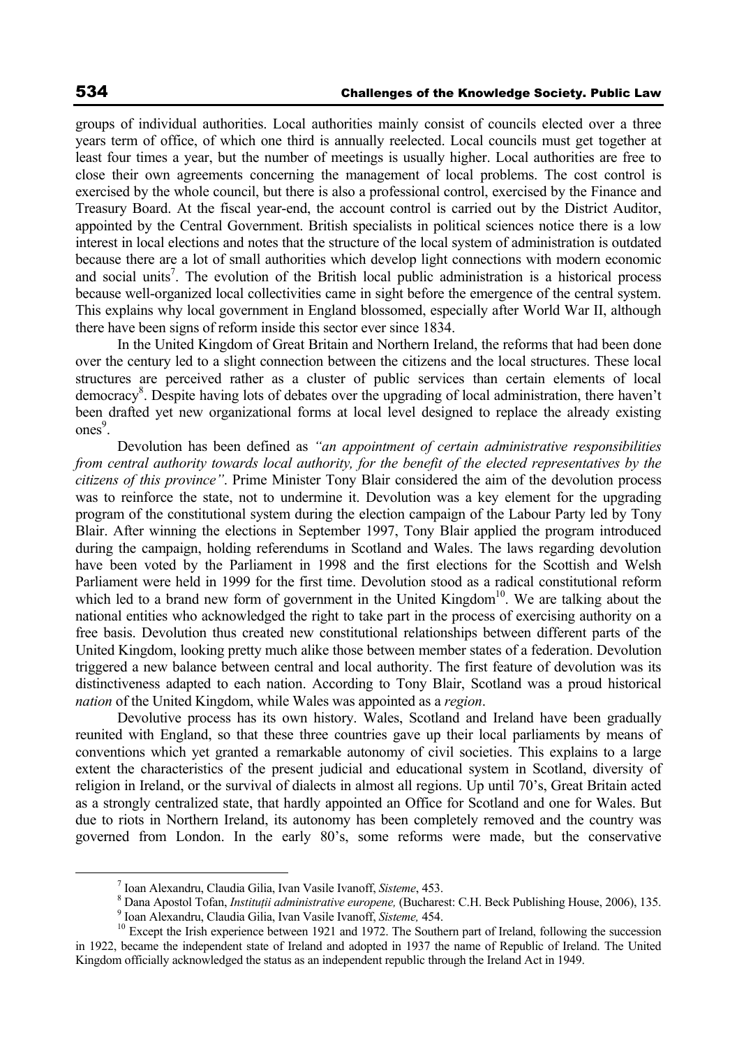groups of individual authorities. Local authorities mainly consist of councils elected over a three years term of office, of which one third is annually reelected. Local councils must get together at least four times a year, but the number of meetings is usually higher. Local authorities are free to close their own agreements concerning the management of local problems. The cost control is exercised by the whole council, but there is also a professional control, exercised by the Finance and Treasury Board. At the fiscal year-end, the account control is carried out by the District Auditor, appointed by the Central Government. British specialists in political sciences notice there is a low interest in local elections and notes that the structure of the local system of administration is outdated because there are a lot of small authorities which develop light connections with modern economic and social units[7]. The evolution of the British local public administration is a historical process because well-organized local collectivities came in sight before the emergence of the central system. This explains why local government in England blossomed, especially after World War II, although there have been signs of reform inside this sector ever since 1834.

In the United Kingdom of Great Britain and Northern Ireland, the reforms that had been done over the century led to a slight connection between the citizens and the local structures. These local structures are perceived rather as a cluster of public services than certain elements of local democracy[8]. Despite having lots of debates over the upgrading of local administration, there haven't been drafted yet new organizational forms at local level designed to replace the already existing ones[9].

Devolution has been defined as *"an appointment of certain administrative responsibilities from central authority towards local authority, for the benefit of the elected representatives by the citizens of this province"*. Prime Minister Tony Blair considered the aim of the devolution process was to reinforce the state, not to undermine it. Devolution was a key element for the upgrading program of the constitutional system during the election campaign of the Labour Party led by Tony Blair. After winning the elections in September 1997, Tony Blair applied the program introduced during the campaign, holding referendums in Scotland and Wales. The laws regarding devolution have been voted by the Parliament in 1998 and the first elections for the Scottish and Welsh Parliament were held in 1999 for the first time. Devolution stood as a radical constitutional reform which led to a brand new form of government in the United Kingdom[10]. We are talking about the national entities who acknowledged the right to take part in the process of exercising authority on a free basis. Devolution thus created new constitutional relationships between different parts of the United Kingdom, looking pretty much alike those between member states of a federation. Devolution triggered a new balance between central and local authority. The first feature of devolution was its distinctiveness adapted to each nation. According to Tony Blair, Scotland was a proud historical *nation* of the United Kingdom, while Wales was appointed as a *region*.

Devolutive process has its own history. Wales, Scotland and Ireland have been gradually reunited with England, so that these three countries gave up their local parliaments by means of conventions which yet granted a remarkable autonomy of civil societies. This explains to a large extent the characteristics of the present judicial and educational system in Scotland, diversity of religion in Ireland, or the survival of dialects in almost all regions. Up until 70's, Great Britain acted as a strongly centralized state, that hardly appointed an Office for Scotland and one for Wales. But due to riots in Northern Ireland, its autonomy has been completely removed and the country was governed from London. In the early 80's, some reforms were made, but the conservative

---

[7] Ioan Alexandru, Claudia Gilia, Ivan Vasile Ivanoff, *Sisteme*, 453.

[8] Dana Apostol Tofan, *Instituții administrative europene,* (Bucharest: C.H. Beck Publishing House, 2006), 135.

[9] Ioan Alexandru, Claudia Gilia, Ivan Vasile Ivanoff, *Sisteme,* 454.

[10] Except the Irish experience between 1921 and 1972. The Southern part of Ireland, following the succession in 1922, became the independent state of Ireland and adopted in 1937 the name of Republic of Ireland. The United Kingdom officially acknowledged the status as an independent republic through the Ireland Act in 1949.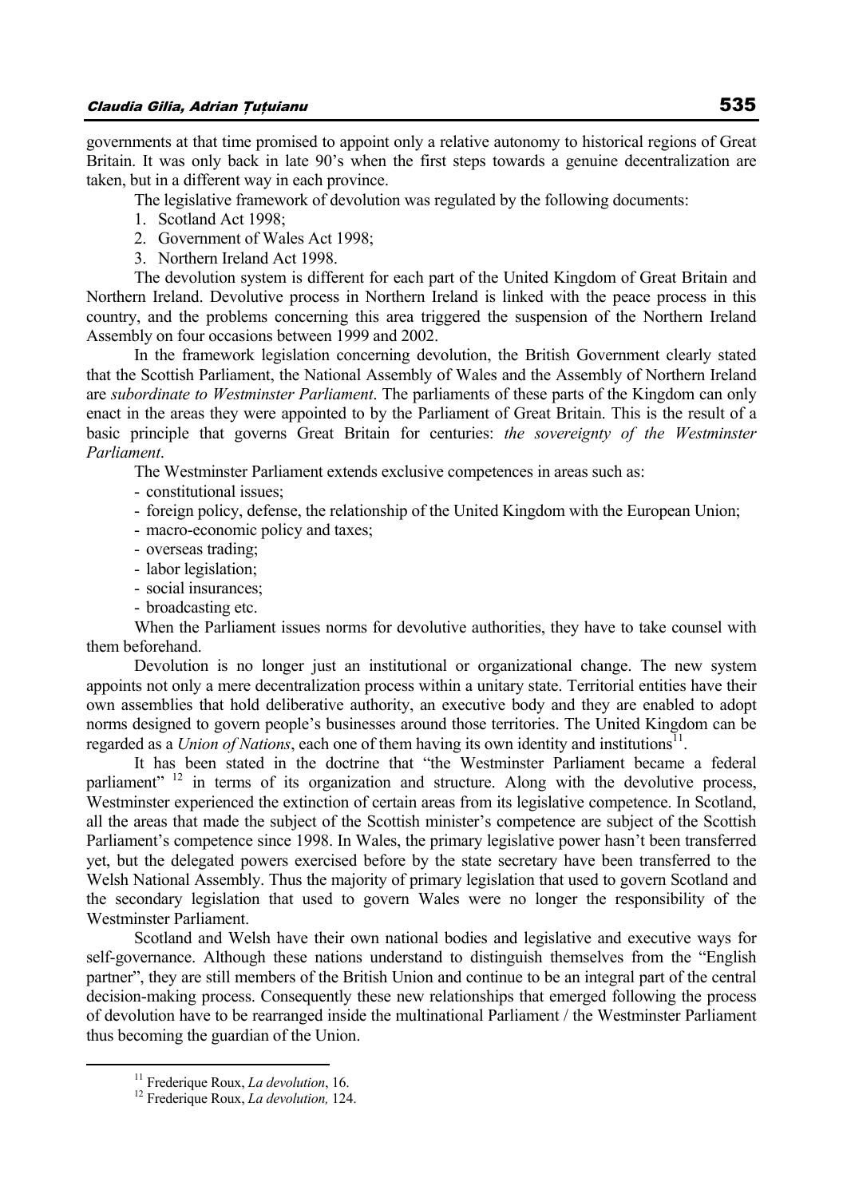governments at that time promised to appoint only a relative autonomy to historical regions of Great Britain. It was only back in late 90's when the first steps towards a genuine decentralization are taken, but in a different way in each province.

The legislative framework of devolution was regulated by the following documents:

1. Scotland Act 1998;
2. Government of Wales Act 1998;
3. Northern Ireland Act 1998.

The devolution system is different for each part of the United Kingdom of Great Britain and Northern Ireland. Devolutive process in Northern Ireland is linked with the peace process in this country, and the problems concerning this area triggered the suspension of the Northern Ireland Assembly on four occasions between 1999 and 2002.

In the framework legislation concerning devolution, the British Government clearly stated that the Scottish Parliament, the National Assembly of Wales and the Assembly of Northern Ireland are *subordinate to Westminster Parliament*. The parliaments of these parts of the Kingdom can only enact in the areas they were appointed to by the Parliament of Great Britain. This is the result of a basic principle that governs Great Britain for centuries: *the sovereignty of the Westminster Parliament*.

The Westminster Parliament extends exclusive competences in areas such as:

- constitutional issues;
- foreign policy, defense, the relationship of the United Kingdom with the European Union;
- macro-economic policy and taxes;
- overseas trading;
- labor legislation;
- social insurances;
- broadcasting etc.

When the Parliament issues norms for devolutive authorities, they have to take counsel with them beforehand.

Devolution is no longer just an institutional or organizational change. The new system appoints not only a mere decentralization process within a unitary state. Territorial entities have their own assemblies that hold deliberative authority, an executive body and they are enabled to adopt norms designed to govern people's businesses around those territories. The United Kingdom can be regarded as a *Union of Nations*, each one of them having its own identity and institutions[11].

It has been stated in the doctrine that "the Westminster Parliament became a federal parliament" [12] in terms of its organization and structure. Along with the devolutive process, Westminster experienced the extinction of certain areas from its legislative competence. In Scotland, all the areas that made the subject of the Scottish minister's competence are subject of the Scottish Parliament's competence since 1998. In Wales, the primary legislative power hasn't been transferred yet, but the delegated powers exercised before by the state secretary have been transferred to the Welsh National Assembly. Thus the majority of primary legislation that used to govern Scotland and the secondary legislation that used to govern Wales were no longer the responsibility of the Westminster Parliament.

Scotland and Welsh have their own national bodies and legislative and executive ways for self-governance. Although these nations understand to distinguish themselves from the "English partner", they are still members of the British Union and continue to be an integral part of the central decision-making process. Consequently these new relationships that emerged following the process of devolution have to be rearranged inside the multinational Parliament / the Westminster Parliament thus becoming the guardian of the Union.

[11] Frederique Roux, *La devolution*, 16.

[12] Frederique Roux, *La devolution,* 124.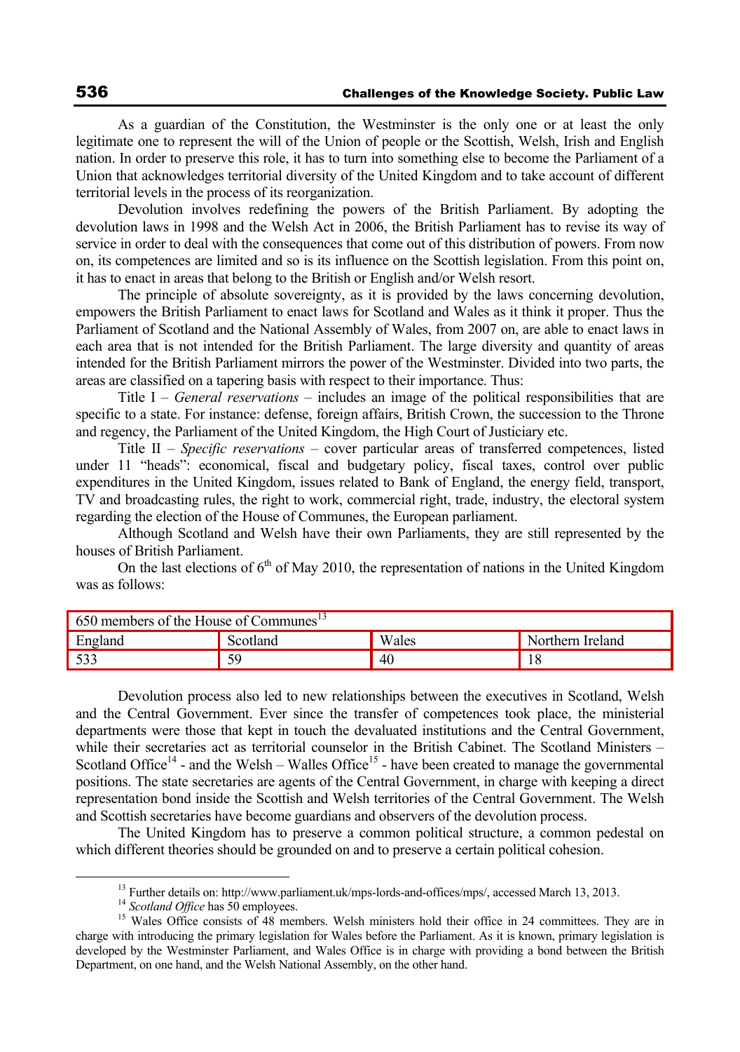As a guardian of the Constitution, the Westminster is the only one or at least the only legitimate one to represent the will of the Union of people or the Scottish, Welsh, Irish and English nation. In order to preserve this role, it has to turn into something else to become the Parliament of a Union that acknowledges territorial diversity of the United Kingdom and to take account of different territorial levels in the process of its reorganization.

Devolution involves redefining the powers of the British Parliament. By adopting the devolution laws in 1998 and the Welsh Act in 2006, the British Parliament has to revise its way of service in order to deal with the consequences that come out of this distribution of powers. From now on, its competences are limited and so is its influence on the Scottish legislation. From this point on, it has to enact in areas that belong to the British or English and/or Welsh resort.

The principle of absolute sovereignty, as it is provided by the laws concerning devolution, empowers the British Parliament to enact laws for Scotland and Wales as it think it proper. Thus the Parliament of Scotland and the National Assembly of Wales, from 2007 on, are able to enact laws in each area that is not intended for the British Parliament. The large diversity and quantity of areas intended for the British Parliament mirrors the power of the Westminster. Divided into two parts, the areas are classified on a tapering basis with respect to their importance. Thus:

Title I – *General reservations* – includes an image of the political responsibilities that are specific to a state. For instance: defense, foreign affairs, British Crown, the succession to the Throne and regency, the Parliament of the United Kingdom, the High Court of Justiciary etc.

Title II – *Specific reservations* – cover particular areas of transferred competences, listed under 11 "heads": economical, fiscal and budgetary policy, fiscal taxes, control over public expenditures in the United Kingdom, issues related to Bank of England, the energy field, transport, TV and broadcasting rules, the right to work, commercial right, trade, industry, the electoral system regarding the election of the House of Communes, the European parliament.

Although Scotland and Welsh have their own Parliaments, they are still represented by the houses of British Parliament.

On the last elections of 6th of May 2010, the representation of nations in the United Kingdom was as follows:

| 650 members of the House of Communes[13] | | | |
|---|---|---|---|
| England | Scotland | Wales | Northern Ireland |
| 533 | 59 | 40 | 18 |

Devolution process also led to new relationships between the executives in Scotland, Welsh and the Central Government. Ever since the transfer of competences took place, the ministerial departments were those that kept in touch the devaluated institutions and the Central Government, while their secretaries act as territorial counselor in the British Cabinet. The Scotland Ministers – Scotland Office[14] - and the Welsh – Walles Office[15] - have been created to manage the governmental positions. The state secretaries are agents of the Central Government, in charge with keeping a direct representation bond inside the Scottish and Welsh territories of the Central Government. The Welsh and Scottish secretaries have become guardians and observers of the devolution process.

The United Kingdom has to preserve a common political structure, a common pedestal on which different theories should be grounded on and to preserve a certain political cohesion.

---

[13] Further details on: http://www.parliament.uk/mps-lords-and-offices/mps/, accessed March 13, 2013.

[14] *Scotland Office* has 50 employees.

[15] Wales Office consists of 48 members. Welsh ministers hold their office in 24 committees. They are in charge with introducing the primary legislation for Wales before the Parliament. As it is known, primary legislation is developed by the Westminster Parliament, and Wales Office is in charge with providing a bond between the British Department, on one hand, and the Welsh National Assembly, on the other hand.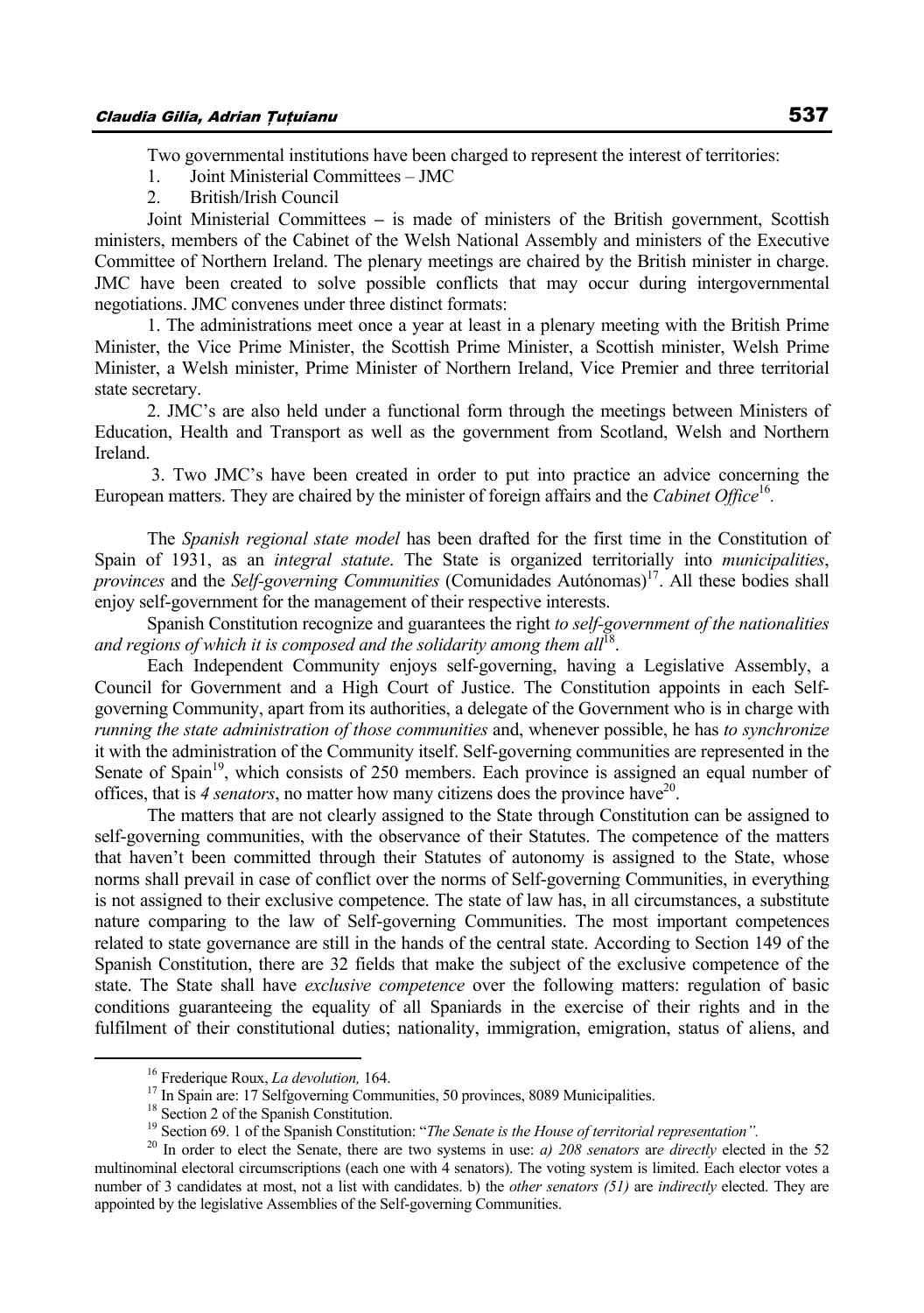Two governmental institutions have been charged to represent the interest of territories:

1. Joint Ministerial Committees – JMC
2. British/Irish Council

Joint Ministerial Committees **–** is made of ministers of the British government, Scottish ministers, members of the Cabinet of the Welsh National Assembly and ministers of the Executive Committee of Northern Ireland. The plenary meetings are chaired by the British minister in charge. JMC have been created to solve possible conflicts that may occur during intergovernmental negotiations. JMC convenes under three distinct formats:

1. The administrations meet once a year at least in a plenary meeting with the British Prime Minister, the Vice Prime Minister, the Scottish Prime Minister, a Scottish minister, Welsh Prime Minister, a Welsh minister, Prime Minister of Northern Ireland, Vice Premier and three territorial state secretary.

2. JMC's are also held under a functional form through the meetings between Ministers of Education, Health and Transport as well as the government from Scotland, Welsh and Northern Ireland.

3. Two JMC's have been created in order to put into practice an advice concerning the European matters. They are chaired by the minister of foreign affairs and the *Cabinet Office*[16].

The *Spanish regional state model* has been drafted for the first time in the Constitution of Spain of 1931, as an *integral statute*. The State is organized territorially into *municipalities*, *provinces* and the *Self-governing Communities* (Comunidades Autónomas)[17]. All these bodies shall enjoy self-government for the management of their respective interests.

Spanish Constitution recognize and guarantees the right *to self-government of the nationalities and regions of which it is composed and the solidarity among them all*[18].

Each Independent Community enjoys self-governing, having a Legislative Assembly, a Council for Government and a High Court of Justice. The Constitution appoints in each Self-governing Community, apart from its authorities, a delegate of the Government who is in charge with *running the state administration of those communities* and, whenever possible, he has *to synchronize* it with the administration of the Community itself. Self-governing communities are represented in the Senate of Spain[19], which consists of 250 members. Each province is assigned an equal number of offices, that is *4 senators*, no matter how many citizens does the province have[20].

The matters that are not clearly assigned to the State through Constitution can be assigned to self-governing communities, with the observance of their Statutes. The competence of the matters that haven't been committed through their Statutes of autonomy is assigned to the State, whose norms shall prevail in case of conflict over the norms of Self-governing Communities, in everything is not assigned to their exclusive competence. The state of law has, in all circumstances, a substitute nature comparing to the law of Self-governing Communities. The most important competences related to state governance are still in the hands of the central state. According to Section 149 of the Spanish Constitution, there are 32 fields that make the subject of the exclusive competence of the state. The State shall have *exclusive competence* over the following matters: regulation of basic conditions guaranteeing the equality of all Spaniards in the exercise of their rights and in the fulfilment of their constitutional duties; nationality, immigration, emigration, status of aliens, and

---

[16] Frederique Roux, *La devolution,* 164.

[17] In Spain are: 17 Selfgoverning Communities, 50 provinces, 8089 Municipalities.

[18] Section 2 of the Spanish Constitution.

[19] Section 69. 1 of the Spanish Constitution: "*The Senate is the House of territorial representation".*

[20] In order to elect the Senate, there are two systems in use: *a) 208 senators* are *directly* elected in the 52 multinominal electoral circumscriptions (each one with 4 senators). The voting system is limited. Each elector votes a number of 3 candidates at most, not a list with candidates. b) the *other senators (51)* are *indirectly* elected. They are appointed by the legislative Assemblies of the Self-governing Communities.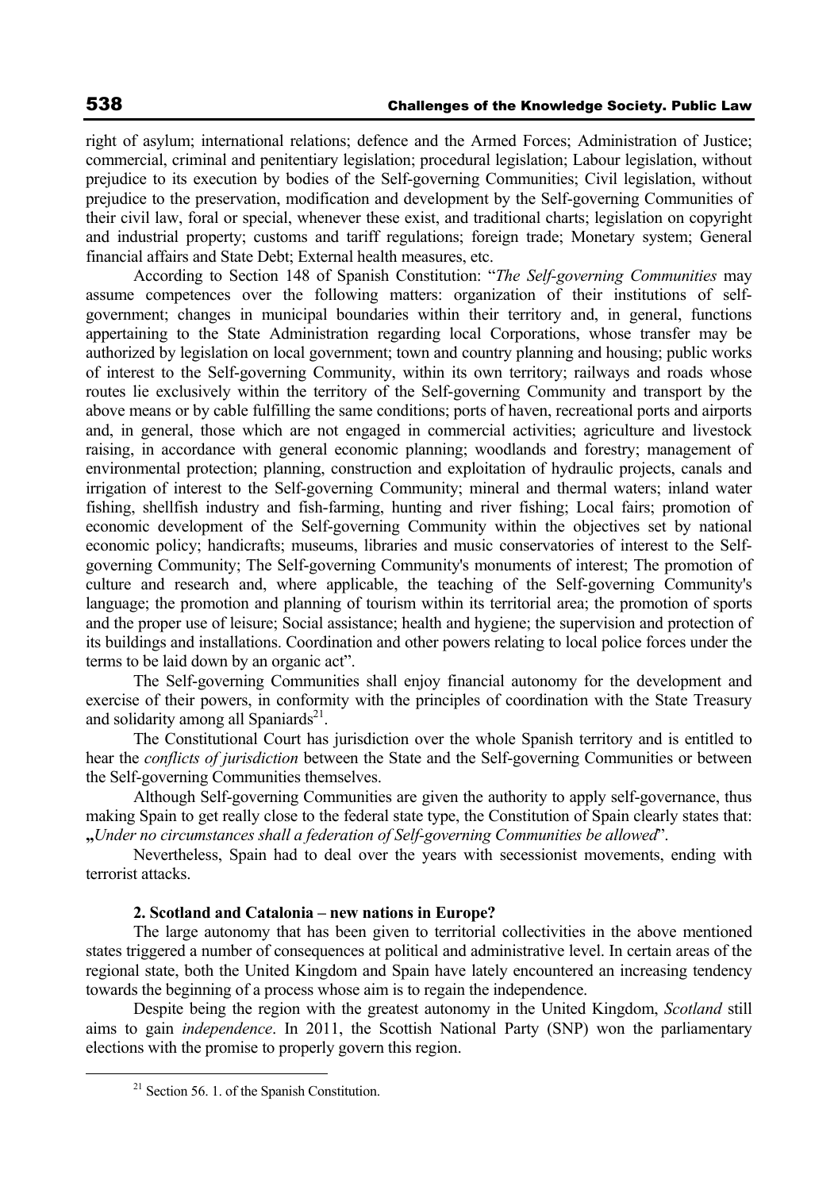right of asylum; international relations; defence and the Armed Forces; Administration of Justice; commercial, criminal and penitentiary legislation; procedural legislation; Labour legislation, without prejudice to its execution by bodies of the Self-governing Communities; Civil legislation, without prejudice to the preservation, modification and development by the Self-governing Communities of their civil law, foral or special, whenever these exist, and traditional charts; legislation on copyright and industrial property; customs and tariff regulations; foreign trade; Monetary system; General financial affairs and State Debt; External health measures, etc.

According to Section 148 of Spanish Constitution: "*The Self-governing Communities* may assume competences over the following matters: organization of their institutions of self-government; changes in municipal boundaries within their territory and, in general, functions appertaining to the State Administration regarding local Corporations, whose transfer may be authorized by legislation on local government; town and country planning and housing; public works of interest to the Self-governing Community, within its own territory; railways and roads whose routes lie exclusively within the territory of the Self-governing Community and transport by the above means or by cable fulfilling the same conditions; ports of haven, recreational ports and airports and, in general, those which are not engaged in commercial activities; agriculture and livestock raising, in accordance with general economic planning; woodlands and forestry; management of environmental protection; planning, construction and exploitation of hydraulic projects, canals and irrigation of interest to the Self-governing Community; mineral and thermal waters; inland water fishing, shellfish industry and fish-farming, hunting and river fishing; Local fairs; promotion of economic development of the Self-governing Community within the objectives set by national economic policy; handicrafts; museums, libraries and music conservatories of interest to the Self-governing Community; The Self-governing Community's monuments of interest; The promotion of culture and research and, where applicable, the teaching of the Self-governing Community's language; the promotion and planning of tourism within its territorial area; the promotion of sports and the proper use of leisure; Social assistance; health and hygiene; the supervision and protection of its buildings and installations. Coordination and other powers relating to local police forces under the terms to be laid down by an organic act".

The Self-governing Communities shall enjoy financial autonomy for the development and exercise of their powers, in conformity with the principles of coordination with the State Treasury and solidarity among all Spaniards[21].

The Constitutional Court has jurisdiction over the whole Spanish territory and is entitled to hear the *conflicts of jurisdiction* between the State and the Self-governing Communities or between the Self-governing Communities themselves.

Although Self-governing Communities are given the authority to apply self-governance, thus making Spain to get really close to the federal state type, the Constitution of Spain clearly states that: „*Under no circumstances shall a federation of Self-governing Communities be allowed*".

Nevertheless, Spain had to deal over the years with secessionist movements, ending with terrorist attacks.

### 2. Scotland and Catalonia – new nations in Europe?

The large autonomy that has been given to territorial collectivities in the above mentioned states triggered a number of consequences at political and administrative level. In certain areas of the regional state, both the United Kingdom and Spain have lately encountered an increasing tendency towards the beginning of a process whose aim is to regain the independence.

Despite being the region with the greatest autonomy in the United Kingdom, *Scotland* still aims to gain *independence*. In 2011, the Scottish National Party (SNP) won the parliamentary elections with the promise to properly govern this region.

---

[21] Section 56. 1. of the Spanish Constitution.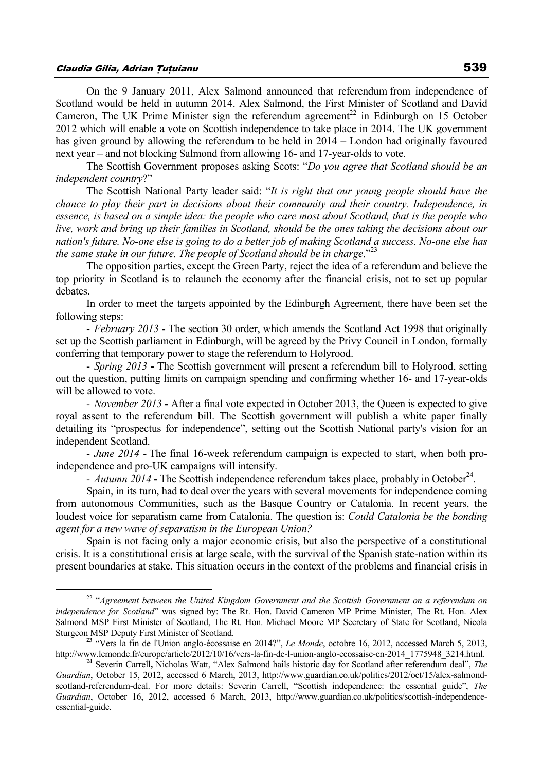On the 9 January 2011, Alex Salmond announced that referendum from independence of Scotland would be held in autumn 2014. Alex Salmond, the First Minister of Scotland and David Cameron, The UK Prime Minister sign the referendum agreement[22] in Edinburgh on 15 October 2012 which will enable a vote on Scottish independence to take place in 2014. The UK government has given ground by allowing the referendum to be held in 2014 – London had originally favoured next year – and not blocking Salmond from allowing 16- and 17-year-olds to vote.

The Scottish Government proposes asking Scots: "*Do you agree that Scotland should be an independent country*?"

The Scottish National Party leader said: "*It is right that our young people should have the chance to play their part in decisions about their community and their country. Independence, in essence, is based on a simple idea: the people who care most about Scotland, that is the people who live, work and bring up their families in Scotland, should be the ones taking the decisions about our nation's future. No-one else is going to do a better job of making Scotland a success. No-one else has the same stake in our future. The people of Scotland should be in charge*."[23]

The opposition parties, except the Green Party, reject the idea of a referendum and believe the top priority in Scotland is to relaunch the economy after the financial crisis, not to set up popular debates.

In order to meet the targets appointed by the Edinburgh Agreement, there have been set the following steps:

- *February 2013* **-** The section 30 order, which amends the Scotland Act 1998 that originally set up the Scottish parliament in Edinburgh, will be agreed by the Privy Council in London, formally conferring that temporary power to stage the referendum to Holyrood.

- *Spring 2013* **-** The Scottish government will present a referendum bill to Holyrood, setting out the question, putting limits on campaign spending and confirming whether 16- and 17-year-olds will be allowed to vote.

- *November 2013* **-** After a final vote expected in October 2013, the Queen is expected to give royal assent to the referendum bill. The Scottish government will publish a white paper finally detailing its "prospectus for independence", setting out the Scottish National party's vision for an independent Scotland.

- *June 2014* - The final 16-week referendum campaign is expected to start, when both pro-independence and pro-UK campaigns will intensify.

- *Autumn 2014* **-** The Scottish independence referendum takes place, probably in October[24].

Spain, in its turn, had to deal over the years with several movements for independence coming from autonomous Communities, such as the Basque Country or Catalonia. In recent years, the loudest voice for separatism came from Catalonia. The question is: *Could Catalonia be the bonding agent for a new wave of separatism in the European Union?*

Spain is not facing only a major economic crisis, but also the perspective of a constitutional crisis. It is a constitutional crisis at large scale, with the survival of the Spanish state-nation within its present boundaries at stake. This situation occurs in the context of the problems and financial crisis in

---

[22] "*Agreement between the United Kingdom Government and the Scottish Government on a referendum on independence for Scotland*" was signed by: The Rt. Hon. David Cameron MP Prime Minister, The Rt. Hon. Alex Salmond MSP First Minister of Scotland, The Rt. Hon. Michael Moore MP Secretary of State for Scotland, Nicola Sturgeon MSP Deputy First Minister of Scotland.

[23] "Vers la fin de l'Union anglo-écossaise en 2014?", *Le Monde*, octobre 16, 2012, accessed March 5, 2013, http://www.lemonde.fr/europe/article/2012/10/16/vers-la-fin-de-l-union-anglo-ecossaise-en-2014_1775948_3214.html.

[24] Severin Carrell**,** Nicholas Watt, "Alex Salmond hails historic day for Scotland after referendum deal", *The Guardian*, October 15, 2012, accessed 6 March, 2013, http://www.guardian.co.uk/politics/2012/oct/15/alex-salmond-scotland-referendum-deal. For more details: Severin Carrell, "Scottish independence: the essential guide", *The Guardian*, October 16, 2012, accessed 6 March, 2013, http://www.guardian.co.uk/politics/scottish-independence-essential-guide.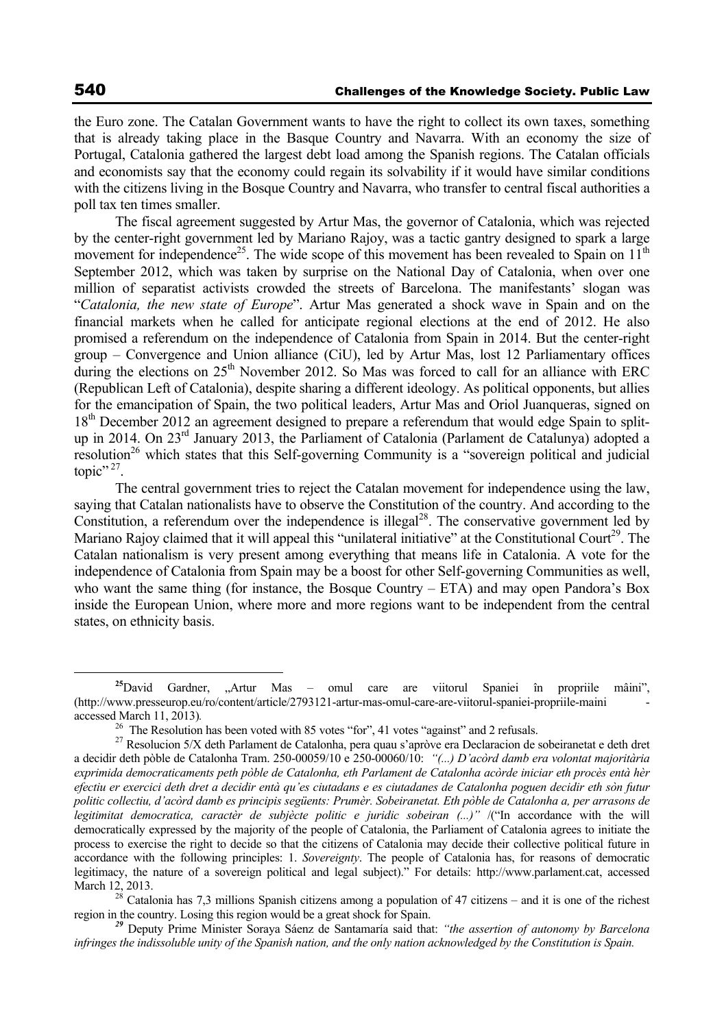the Euro zone. The Catalan Government wants to have the right to collect its own taxes, something that is already taking place in the Basque Country and Navarra. With an economy the size of Portugal, Catalonia gathered the largest debt load among the Spanish regions. The Catalan officials and economists say that the economy could regain its solvability if it would have similar conditions with the citizens living in the Bosque Country and Navarra, who transfer to central fiscal authorities a poll tax ten times smaller.

The fiscal agreement suggested by Artur Mas, the governor of Catalonia, which was rejected by the center-right government led by Mariano Rajoy, was a tactic gantry designed to spark a large movement for independence[25]. The wide scope of this movement has been revealed to Spain on 11[th] September 2012, which was taken by surprise on the National Day of Catalonia, when over one million of separatist activists crowded the streets of Barcelona. The manifestants' slogan was "*Catalonia, the new state of Europe*". Artur Mas generated a shock wave in Spain and on the financial markets when he called for anticipate regional elections at the end of 2012. He also promised a referendum on the independence of Catalonia from Spain in 2014. But the center-right group – Convergence and Union alliance (CiU), led by Artur Mas, lost 12 Parliamentary offices during the elections on 25[th] November 2012. So Mas was forced to call for an alliance with ERC (Republican Left of Catalonia), despite sharing a different ideology. As political opponents, but allies for the emancipation of Spain, the two political leaders, Artur Mas and Oriol Juanqueras, signed on 18[th] December 2012 an agreement designed to prepare a referendum that would edge Spain to split-up in 2014. On 23[rd] January 2013, the Parliament of Catalonia (Parlament de Catalunya) adopted a resolution[26] which states that this Self-governing Community is a "sovereign political and judicial topic"[27].

The central government tries to reject the Catalan movement for independence using the law, saying that Catalan nationalists have to observe the Constitution of the country. And according to the Constitution, a referendum over the independence is illegal[28]. The conservative government led by Mariano Rajoy claimed that it will appeal this "unilateral initiative" at the Constitutional Court[29]. The Catalan nationalism is very present among everything that means life in Catalonia. A vote for the independence of Catalonia from Spain may be a boost for other Self-governing Communities as well, who want the same thing (for instance, the Bosque Country – ETA) and may open Pandora's Box inside the European Union, where more and more regions want to be independent from the central states, on ethnicity basis.

---

[25] David Gardner, „Artur Mas – omul care are viitorul Spaniei în propriile mâini", (http://www.presseurop.eu/ro/content/article/2793121-artur-mas-omul-care-are-viitorul-spaniei-propriile-maini - accessed March 11, 2013).

[26] The Resolution has been voted with 85 votes "for", 41 votes "against" and 2 refusals.

[27] Resolucion 5/X deth Parlament de Catalonha, pera quau s'apròve era Declaracion de sobeiranetat e deth dret a decidir deth pòble de Catalonha Tram. 250-00059/10 e 250-00060/10: *"(...) D'acòrd damb era volontat majoritària exprimida democraticaments peth pòble de Catalonha, eth Parlament de Catalonha acòrde iniciar eth procès entà hèr efectiu er exercici deth dret a decidir entà qu'es ciutadans e es ciutadanes de Catalonha poguen decidir eth sòn futur politic collectiu, d'acòrd damb es principis següents: Prumèr. Sobeiranetat. Eth pòble de Catalonha a, per arrasons de legitimitat democratica, caractèr de subjècte politic e juridic sobeiran (...)"* /("In accordance with the will democratically expressed by the majority of the people of Catalonia, the Parliament of Catalonia agrees to initiate the process to exercise the right to decide so that the citizens of Catalonia may decide their collective political future in accordance with the following principles: 1. *Sovereignty*. The people of Catalonia has, for reasons of democratic legitimacy, the nature of a sovereign political and legal subject)." For details: http://www.parlament.cat, accessed March 12, 2013.

[28] Catalonia has 7,3 millions Spanish citizens among a population of 47 citizens – and it is one of the richest region in the country. Losing this region would be a great shock for Spain.

[29] Deputy Prime Minister Soraya Sáenz de Santamaría said that: *"the assertion of autonomy by Barcelona infringes the indissoluble unity of the Spanish nation, and the only nation acknowledged by the Constitution is Spain.*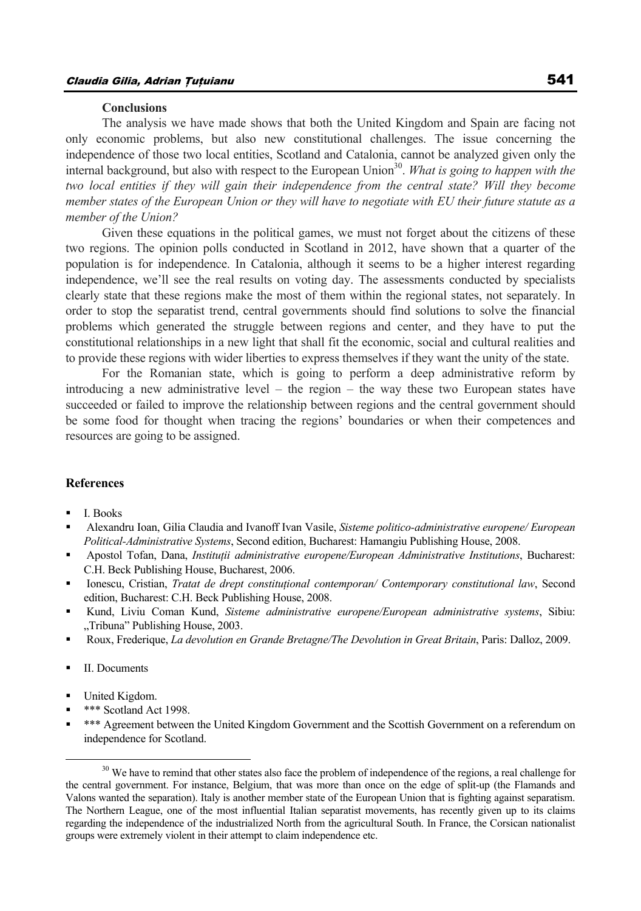**Conclusions**

The analysis we have made shows that both the United Kingdom and Spain are facing not only economic problems, but also new constitutional challenges. The issue concerning the independence of those two local entities, Scotland and Catalonia, cannot be analyzed given only the internal background, but also with respect to the European Union[30]. *What is going to happen with the two local entities if they will gain their independence from the central state? Will they become member states of the European Union or they will have to negotiate with EU their future statute as a member of the Union?*

Given these equations in the political games, we must not forget about the citizens of these two regions. The opinion polls conducted in Scotland in 2012, have shown that a quarter of the population is for independence. In Catalonia, although it seems to be a higher interest regarding independence, we'll see the real results on voting day. The assessments conducted by specialists clearly state that these regions make the most of them within the regional states, not separately. In order to stop the separatist trend, central governments should find solutions to solve the financial problems which generated the struggle between regions and center, and they have to put the constitutional relationships in a new light that shall fit the economic, social and cultural realities and to provide these regions with wider liberties to express themselves if they want the unity of the state.

For the Romanian state, which is going to perform a deep administrative reform by introducing a new administrative level – the region – the way these two European states have succeeded or failed to improve the relationship between regions and the central government should be some food for thought when tracing the regions' boundaries or when their competences and resources are going to be assigned.

**References**

- I. Books
- Alexandru Ioan, Gilia Claudia and Ivanoff Ivan Vasile, *Sisteme politico-administrative europene/ European Political-Administrative Systems*, Second edition, Bucharest: Hamangiu Publishing House, 2008.
- Apostol Tofan, Dana, *Instituții administrative europene/European Administrative Institutions*, Bucharest: C.H. Beck Publishing House, Bucharest, 2006.
- Ionescu, Cristian, *Tratat de drept constituțional contemporan/ Contemporary constitutional law*, Second edition, Bucharest: C.H. Beck Publishing House, 2008.
- Kund, Liviu Coman Kund, *Sisteme administrative europene/European administrative systems*, Sibiu: „Tribuna" Publishing House, 2003.
- Roux, Frederique, *La devolution en Grande Bretagne/The Devolution in Great Britain*, Paris: Dalloz, 2009.

- II. Documents

- United Kigdom.
- *** Scotland Act 1998.
- *** Agreement between the United Kingdom Government and the Scottish Government on a referendum on independence for Scotland.

[30] We have to remind that other states also face the problem of independence of the regions, a real challenge for the central government. For instance, Belgium, that was more than once on the edge of split-up (the Flamands and Valons wanted the separation). Italy is another member state of the European Union that is fighting against separatism. The Northern League, one of the most influential Italian separatist movements, has recently given up to its claims regarding the independence of the industrialized North from the agricultural South. In France, the Corsican nationalist groups were extremely violent in their attempt to claim independence etc.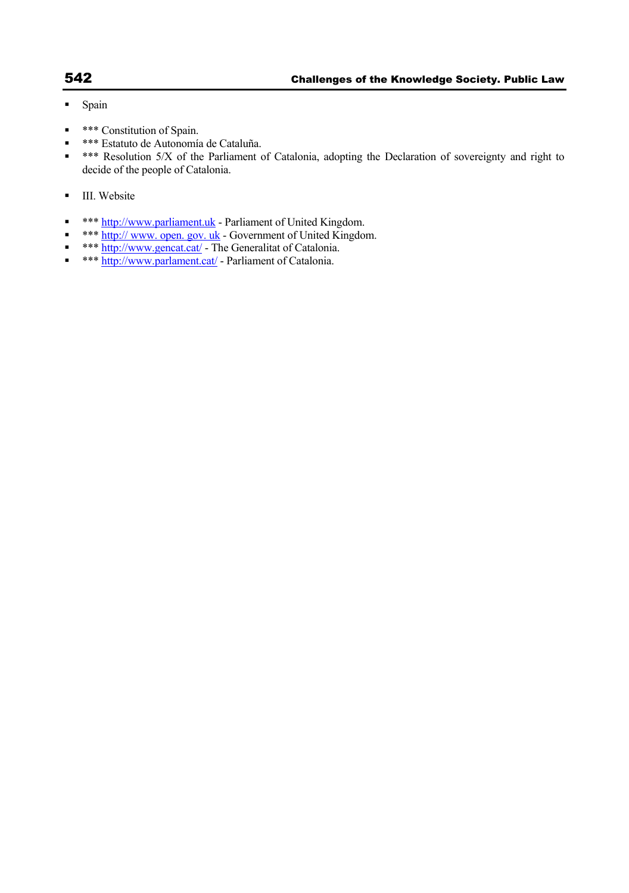- Spain

- *** Constitution of Spain.
- *** Estatuto de Autonomía de Cataluña.
- *** Resolution 5/X of the Parliament of Catalonia, adopting the Declaration of sovereignty and right to decide of the people of Catalonia.

- III. Website

- *** http://www.parliament.uk - Parliament of United Kingdom.
- *** http:// www. open. gov. uk - Government of United Kingdom.
- *** http://www.gencat.cat/ - The Generalitat of Catalonia.
- *** http://www.parlament.cat/ - Parliament of Catalonia.